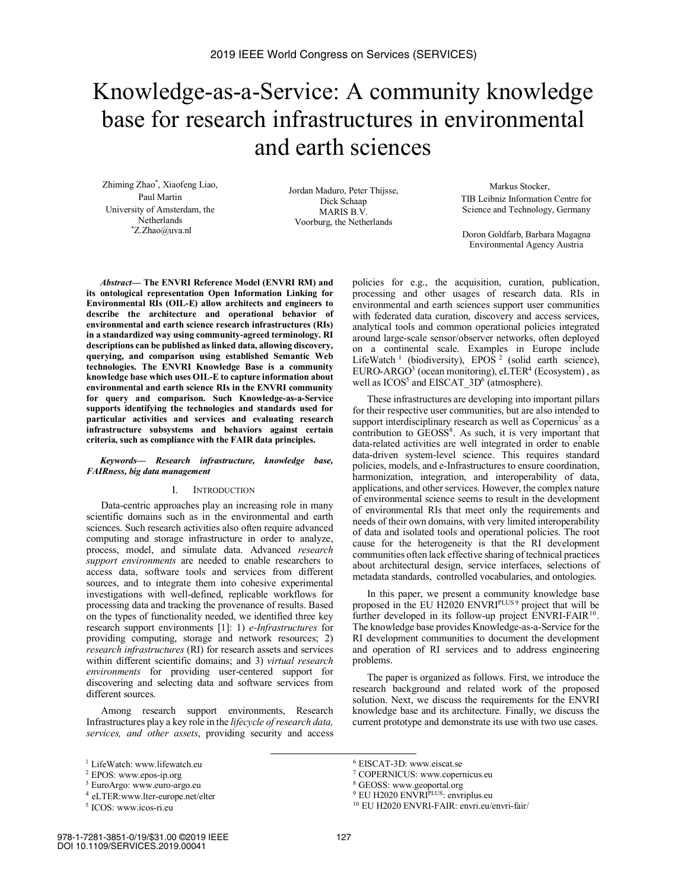# Knowledge-as-a-Service: A community knowledge base for research infrastructures in environmental and earth sciences

Zhiming Zhao[*], Xiaofeng Liao, Paul Martin
University of Amsterdam, the Netherlands
[*]Z.Zhao@uva.nl

Jordan Maduro, Peter Thijsse, Dick Schaap
MARIS B.V.
Voorburg, the Netherlands

Markus Stocker,
TIB Leibniz Information Centre for Science and Technology, Germany

Doron Goldfarb, Barbara Magagna
Environmental Agency Austria

***Abstract*— The ENVRI Reference Model (ENVRI RM) and its ontological representation Open Information Linking for Environmental RIs (OIL-E) allow architects and engineers to describe the architecture and operational behavior of environmental and earth science research infrastructures (RIs) in a standardized way using community-agreed terminology. RI descriptions can be published as linked data, allowing discovery, querying, and comparison using established Semantic Web technologies. The ENVRI Knowledge Base is a community knowledge base which uses OIL-E to capture information about environmental and earth science RIs in the ENVRI community for query and comparison. Such Knowledge-as-a-Service supports identifying the technologies and standards used for particular activities and services and evaluating research infrastructure subsystems and behaviors against certain criteria, such as compliance with the FAIR data principles.**

***Keywords—* *Research infrastructure, knowledge base, FAIRness, big data management***

## I. Introduction

Data-centric approaches play an increasing role in many scientific domains such as in the environmental and earth sciences. Such research activities also often require advanced computing and storage infrastructure in order to analyze, process, model, and simulate data. Advanced *research support environments* are needed to enable researchers to access data, software tools and services from different sources, and to integrate them into cohesive experimental investigations with well-defined, replicable workflows for processing data and tracking the provenance of results. Based on the types of functionality needed, we identified three key research support environments [1]: 1) *e-Infrastructures* for providing computing, storage and network resources; 2) *research infrastructures* (RI) for research assets and services within different scientific domains; and 3) *virtual research environments* for providing user-centered support for discovering and selecting data and software services from different sources.

Among research support environments, Research Infrastructures play a key role in the *lifecycle of research data, services, and other assets*, providing security and access policies for e.g., the acquisition, curation, publication, processing and other usages of research data. RIs in environmental and earth sciences support user communities with federated data curation, discovery and access services, analytical tools and common operational policies integrated around large-scale sensor/observer networks, often deployed on a continental scale. Examples in Europe include LifeWatch [1] (biodiversity), EPOS [2] (solid earth science), EURO-ARGO[3] (ocean monitoring), eLTER[4] (Ecosystem) , as well as ICOS[5] and EISCAT_3D[6] (atmosphere).

These infrastructures are developing into important pillars for their respective user communities, but are also intended to support interdisciplinary research as well as Copernicus[7] as a contribution to GEOSS[8]. As such, it is very important that data-related activities are well integrated in order to enable data-driven system-level science. This requires standard policies, models, and e-Infrastructures to ensure coordination, harmonization, integration, and interoperability of data, applications, and other services. However, the complex nature of environmental science seems to result in the development of environmental RIs that meet only the requirements and needs of their own domains, with very limited interoperability of data and isolated tools and operational policies. The root cause for the heterogeneity is that the RI development communities often lack effective sharing of technical practices about architectural design, service interfaces, selections of metadata standards, controlled vocabularies, and ontologies.

In this paper, we present a community knowledge base proposed in the EU H2020 ENVRI[PLUS] [9] project that will be further developed in its follow-up project ENVRI-FAIR[10]. The knowledge base provides Knowledge-as-a-Service for the RI development communities to document the development and operation of RI services and to address engineering problems.

The paper is organized as follows. First, we introduce the research background and related work of the proposed solution. Next, we discuss the requirements for the ENVRI knowledge base and its architecture. Finally, we discuss the current prototype and demonstrate its use with two use cases.

---

[1] LifeWatch: www.lifewatch.eu
[2] EPOS: www.epos-ip.org
[3] EuroArgo: www.euro-argo.eu
[4] eLTER:www.lter-europe.net/elter
[5] ICOS: www.icos-ri.eu
[6] EISCAT-3D: www.eiscat.se
[7] COPERNICUS: www.copernicus.eu
[8] GEOSS: www.geoportal.org
[9] EU H2020 ENVRI[PLUS]: envriplus.eu
[10] EU H2020 ENVRI-FAIR: envri.eu/envri-fair/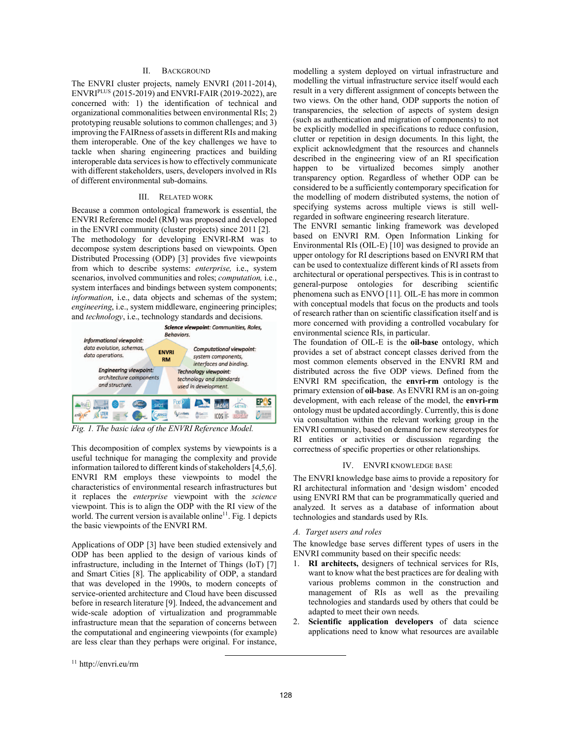## II. Background

The ENVRI cluster projects, namely ENVRI (2011-2014), ENVRI$^{PLUS}$ (2015-2019) and ENVRI-FAIR (2019-2022), are concerned with: 1) the identification of technical and organizational commonalities between environmental RIs; 2) prototyping reusable solutions to common challenges; and 3) improving the FAIRness of assets in different RIs and making them interoperable. One of the key challenges we have to tackle when sharing engineering practices and building interoperable data services is how to effectively communicate with different stakeholders, users, developers involved in RIs of different environmental sub-domains.

## III. Related Work

Because a common ontological framework is essential, the ENVRI Reference model (RM) was proposed and developed in the ENVRI community (cluster projects) since 2011 [2].

The methodology for developing ENVRI-RM was to decompose system descriptions based on viewpoints. Open Distributed Processing (ODP) [3] provides five viewpoints from which to describe systems: *enterprise,* i.e., system scenarios, involved communities and roles; *computation,* i.e., system interfaces and bindings between system components; *information*, i.e., data objects and schemas of the system; *engineering*, i.e., system middleware, engineering principles; and *technology*, i.e., technology standards and decisions.

Fig. 1. The basic idea of the ENVRI Reference Model.

This decomposition of complex systems by viewpoints is a useful technique for managing the complexity and provide information tailored to different kinds of stakeholders [4,5,6]. ENVRI RM employs these viewpoints to model the characteristics of environmental research infrastructures but it replaces the *enterprise* viewpoint with the *science* viewpoint. This is to align the ODP with the RI view of the world. The current version is available online[11]. Fig. 1 depicts the basic viewpoints of the ENVRI RM.

Applications of ODP [3] have been studied extensively and ODP has been applied to the design of various kinds of infrastructure, including in the Internet of Things (IoT) [7] and Smart Cities [8]. The applicability of ODP, a standard that was developed in the 1990s, to modern concepts of service-oriented architecture and Cloud have been discussed before in research literature [9]. Indeed, the advancement and wide-scale adoption of virtualization and programmable infrastructure mean that the separation of concerns between the computational and engineering viewpoints (for example) are less clear than they perhaps were original. For instance, modelling a system deployed on virtual infrastructure and modelling the virtual infrastructure service itself would each result in a very different assignment of concepts between the two views. On the other hand, ODP supports the notion of transparencies, the selection of aspects of system design (such as authentication and migration of components) to not be explicitly modelled in specifications to reduce confusion, clutter or repetition in design documents. In this light, the explicit acknowledgment that the resources and channels described in the engineering view of an RI specification happen to be virtualized becomes simply another transparency option. Regardless of whether ODP can be considered to be a sufficiently contemporary specification for the modelling of modern distributed systems, the notion of specifying systems across multiple views is still well-regarded in software engineering research literature.

The ENVRI semantic linking framework was developed based on ENVRI RM. Open Information Linking for Environmental RIs (OIL-E) [10] was designed to provide an upper ontology for RI descriptions based on ENVRI RM that can be used to contextualize different kinds of RI assets from architectural or operational perspectives. This is in contrast to general-purpose ontologies for describing scientific phenomena such as ENVO [11]. OIL-E has more in common with conceptual models that focus on the products and tools of research rather than on scientific classification itself and is more concerned with providing a controlled vocabulary for environmental science RIs, in particular.

The foundation of OIL-E is the **oil-base** ontology, which provides a set of abstract concept classes derived from the most common elements observed in the ENVRI RM and distributed across the five ODP views. Defined from the ENVRI RM specification, the **envri-rm** ontology is the primary extension of **oil-base**. As ENVRI RM is an on-going development, with each release of the model, the **envri-rm** ontology must be updated accordingly. Currently, this is done via consultation within the relevant working group in the ENVRI community, based on demand for new stereotypes for RI entities or activities or discussion regarding the correctness of specific properties or other relationships.

## IV. ENVRI Knowledge Base

The ENVRI knowledge base aims to provide a repository for RI architectural information and 'design wisdom' encoded using ENVRI RM that can be programmatically queried and analyzed. It serves as a database of information about technologies and standards used by RIs.

### A. Target users and roles

The knowledge base serves different types of users in the ENVRI community based on their specific needs:

1. **RI architects,** designers of technical services for RIs, want to know what the best practices are for dealing with various problems common in the construction and management of RIs as well as the prevailing technologies and standards used by others that could be adapted to meet their own needs.
2. **Scientific application developers** of data science applications need to know what resources are available

[11] http://envri.eu/rm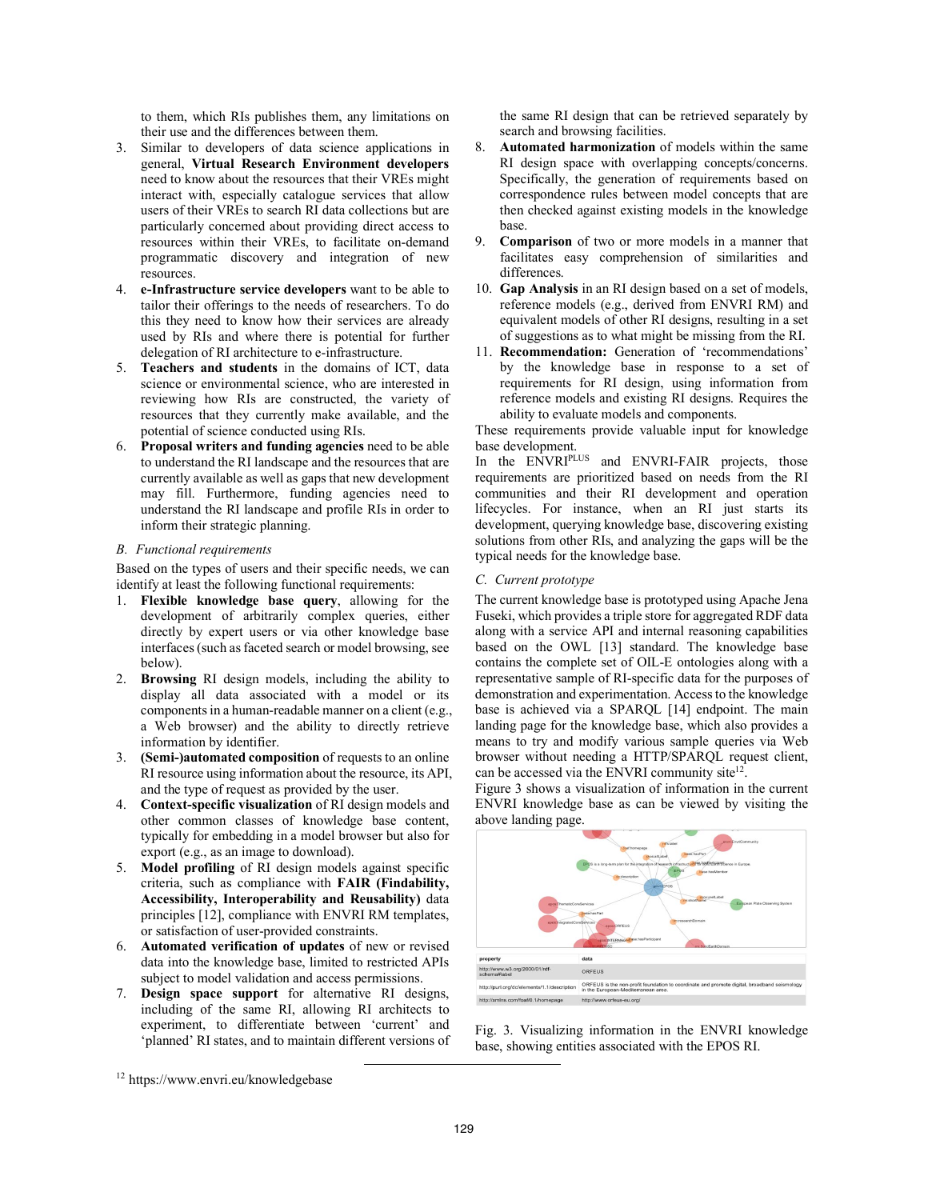to them, which RIs publishes them, any limitations on their use and the differences between them.

3. Similar to developers of data science applications in general, **Virtual Research Environment developers** need to know about the resources that their VREs might interact with, especially catalogue services that allow users of their VREs to search RI data collections but are particularly concerned about providing direct access to resources within their VREs, to facilitate on-demand programmatic discovery and integration of new resources.
4. **e-Infrastructure service developers** want to be able to tailor their offerings to the needs of researchers. To do this they need to know how their services are already used by RIs and where there is potential for further delegation of RI architecture to e-infrastructure.
5. **Teachers and students** in the domains of ICT, data science or environmental science, who are interested in reviewing how RIs are constructed, the variety of resources that they currently make available, and the potential of science conducted using RIs.
6. **Proposal writers and funding agencies** need to be able to understand the RI landscape and the resources that are currently available as well as gaps that new development may fill. Furthermore, funding agencies need to understand the RI landscape and profile RIs in order to inform their strategic planning.

### B. Functional requirements

Based on the types of users and their specific needs, we can identify at least the following functional requirements:

1. **Flexible knowledge base query**, allowing for the development of arbitrarily complex queries, either directly by expert users or via other knowledge base interfaces (such as faceted search or model browsing, see below).
2. **Browsing** RI design models, including the ability to display all data associated with a model or its components in a human-readable manner on a client (e.g., a Web browser) and the ability to directly retrieve information by identifier.
3. **(Semi-)automated composition** of requests to an online RI resource using information about the resource, its API, and the type of request as provided by the user.
4. **Context-specific visualization** of RI design models and other common classes of knowledge base content, typically for embedding in a model browser but also for export (e.g., as an image to download).
5. **Model profiling** of RI design models against specific criteria, such as compliance with **FAIR (Findability, Accessibility, Interoperability and Reusability)** data principles [12], compliance with ENVRI RM templates, or satisfaction of user-provided constraints.
6. **Automated verification of updates** of new or revised data into the knowledge base, limited to restricted APIs subject to model validation and access permissions.
7. **Design space support** for alternative RI designs, including of the same RI, allowing RI architects to experiment, to differentiate between 'current' and 'planned' RI states, and to maintain different versions of the same RI design that can be retrieved separately by search and browsing facilities.
8. **Automated harmonization** of models within the same RI design space with overlapping concepts/concerns. Specifically, the generation of requirements based on correspondence rules between model concepts that are then checked against existing models in the knowledge base.
9. **Comparison** of two or more models in a manner that facilitates easy comprehension of similarities and differences.
10. **Gap Analysis** in an RI design based on a set of models, reference models (e.g., derived from ENVRI RM) and equivalent models of other RI designs, resulting in a set of suggestions as to what might be missing from the RI.
11. **Recommendation:** Generation of 'recommendations' by the knowledge base in response to a set of requirements for RI design, using information from reference models and existing RI designs. Requires the ability to evaluate models and components.

These requirements provide valuable input for knowledge base development.

In the ENVRI^PLUS and ENVRI-FAIR projects, those requirements are prioritized based on needs from the RI communities and their RI development and operation lifecycles. For instance, when an RI just starts its development, querying knowledge base, discovering existing solutions from other RIs, and analyzing the gaps will be the typical needs for the knowledge base.

### C. Current prototype

The current knowledge base is prototyped using Apache Jena Fuseki, which provides a triple store for aggregated RDF data along with a service API and internal reasoning capabilities based on the OWL [13] standard. The knowledge base contains the complete set of OIL-E ontologies along with a representative sample of RI-specific data for the purposes of demonstration and experimentation. Access to the knowledge base is achieved via a SPARQL [14] endpoint. The main landing page for the knowledge base, which also provides a means to try and modify various sample queries via Web browser without needing a HTTP/SPARQL request client, can be accessed via the ENVRI community site[12].

Figure 3 shows a visualization of information in the current ENVRI knowledge base as can be viewed by visiting the above landing page.

| property | data |
|---|---|
| http://www.w3.org/2000/01/rdf-schema#label | ORFEUS |
| http://purl.org/dc/elements/1.1/description | ORFEUS is the non-profit foundation to coordinate and promote digital, broadband seismology in the European-Mediterranean area. |
| http://xmlns.com/foaf/0.1/homepage | http://www.orfeus-eu.org/ |

Fig. 3. Visualizing information in the ENVRI knowledge base, showing entities associated with the EPOS RI.

[12] https://www.envri.eu/knowledgebase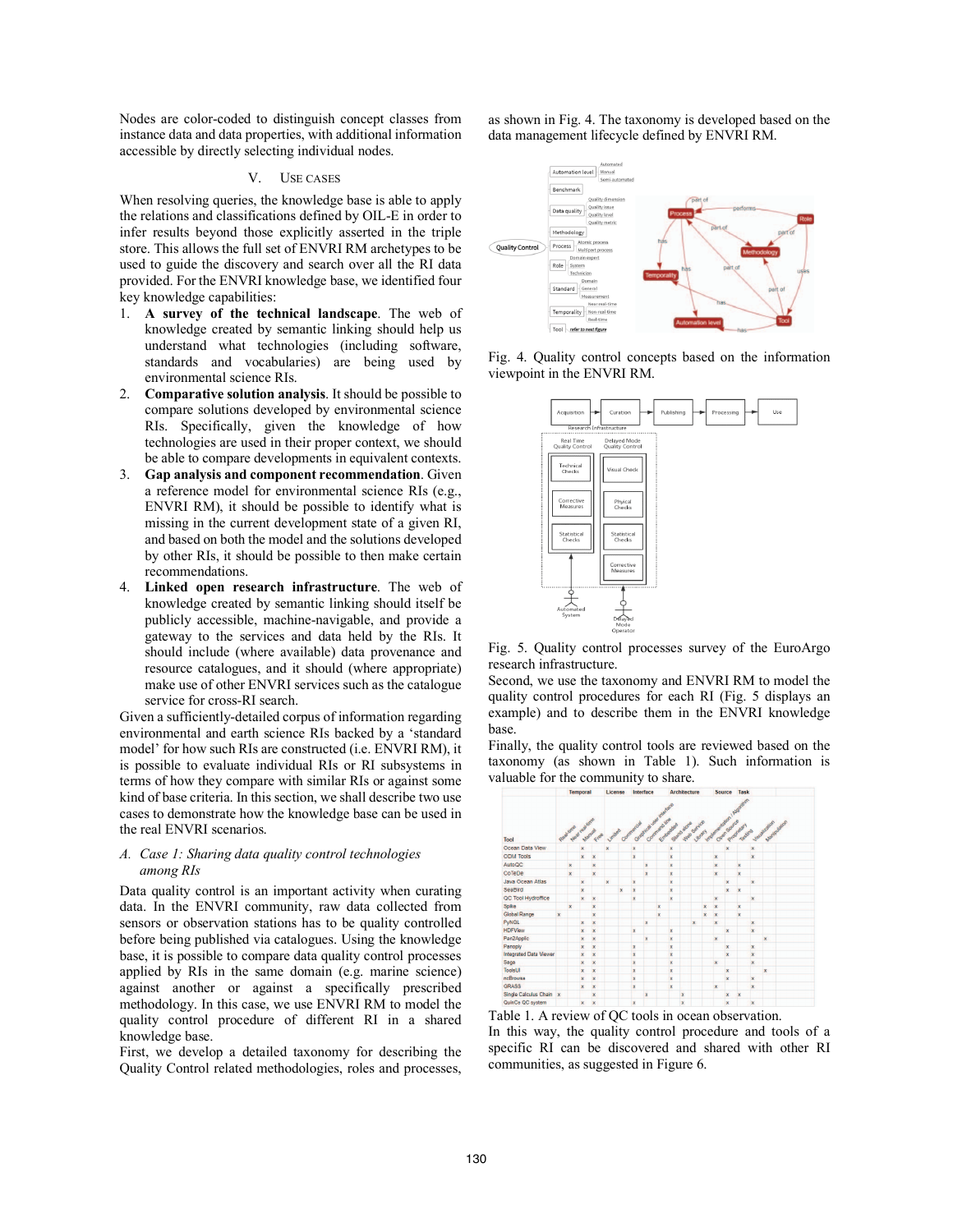Nodes are color-coded to distinguish concept classes from instance data and data properties, with additional information accessible by directly selecting individual nodes.

## V. Use Cases

When resolving queries, the knowledge base is able to apply the relations and classifications defined by OIL-E in order to infer results beyond those explicitly asserted in the triple store. This allows the full set of ENVRI RM archetypes to be used to guide the discovery and search over all the RI data provided. For the ENVRI knowledge base, we identified four key knowledge capabilities:

1. **A survey of the technical landscape**. The web of knowledge created by semantic linking should help us understand what technologies (including software, standards and vocabularies) are being used by environmental science RIs.
2. **Comparative solution analysis**. It should be possible to compare solutions developed by environmental science RIs. Specifically, given the knowledge of how technologies are used in their proper context, we should be able to compare developments in equivalent contexts.
3. **Gap analysis and component recommendation**. Given a reference model for environmental science RIs (e.g., ENVRI RM), it should be possible to identify what is missing in the current development state of a given RI, and based on both the model and the solutions developed by other RIs, it should be possible to then make certain recommendations.
4. **Linked open research infrastructure**. The web of knowledge created by semantic linking should itself be publicly accessible, machine-navigable, and provide a gateway to the services and data held by the RIs. It should include (where available) data provenance and resource catalogues, and it should (where appropriate) make use of other ENVRI services such as the catalogue service for cross-RI search.

Given a sufficiently-detailed corpus of information regarding environmental and earth science RIs backed by a 'standard model' for how such RIs are constructed (i.e. ENVRI RM), it is possible to evaluate individual RIs or RI subsystems in terms of how they compare with similar RIs or against some kind of base criteria. In this section, we shall describe two use cases to demonstrate how the knowledge base can be used in the real ENVRI scenarios.

### A. Case 1: Sharing data quality control technologies among RIs

Data quality control is an important activity when curating data. In the ENVRI community, raw data collected from sensors or observation stations has to be quality controlled before being published via catalogues. Using the knowledge base, it is possible to compare data quality control processes applied by RIs in the same domain (e.g. marine science) against another or against a specifically prescribed methodology. In this case, we use ENVRI RM to model the quality control procedure of different RI in a shared knowledge base.

First, we develop a detailed taxonomy for describing the Quality Control related methodologies, roles and processes, as shown in Fig. 4. The taxonomy is developed based on the data management lifecycle defined by ENVRI RM.

Fig. 4. Quality control concepts based on the information viewpoint in the ENVRI RM.

Fig. 5. Quality control processes survey of the EuroArgo research infrastructure.

Second, we use the taxonomy and ENVRI RM to model the quality control procedures for each RI (Fig. 5 displays an example) and to describe them in the ENVRI knowledge base.

Finally, the quality control tools are reviewed based on the taxonomy (as shown in Table 1). Such information is valuable for the community to share.

| Tool | Temporal: Real-time | Near real-time | Manual | License: Free | Limited | Commercial | Interface: Graphical user interface | Command line | Embedded | Architecture: Stand alone | Web Service | Library | Implementation / Algorithm | Source: Open Source | Proprietary | Task: Testing | Visualization | Manipulation |
|---|---|---|---|---|---|---|---|---|---|---|---|---|---|---|---|---|---|---|
| Ocean Data View | | | x | x | x | | x | | | x | | | | | x | | x | |
| ODM Tools | | | x | x | | | x | | | | | | | x | | | x | |
| AutoQC | | x | | x | | | | x | | x | | | | x | | x | | |
| CoTeDe | | x | | x | | | | x | | x | | | | x | | x | | |
| Java Ocean Atlas | | | x | | x | | x | | | x | | | | | x | | x | |
| SeaBird | | | x | | | x | x | | | x | | | | | x | x | | |
| QC Tool Hydroffice | | | x | x | | | x | | | x | | | | x | | | x | |
| Spike | | x | | x | | | | | x | | | | x | x | | x | | |
| Global Range | x | | | x | | | | | x | | | | x | x | | x | | |
| PyNGL | | | x | x | | | | | | x | | x | | x | | | x | |
| HDFView | | | x | x | | | x | | | x | | | | | x | | x | |
| Pan2Applic | | | x | x | | | | x | | x | | | | x | | | | x |
| Panoply | | | x | x | | | x | | | x | | | | | x | | x | |
| Integrated Data Viewer | | | x | x | | | x | | | x | | | | | x | | x | |
| Saga | | | x | x | | | x | | | x | | | | x | | | x | |
| ToolsUI | | | x | x | | | x | | | x | | | | | x | | | x |
| ncBrowse | | | x | x | | | x | | | x | | | | | x | | x | |
| GRASS | | | x | x | | | x | | | x | | | | x | | | x | |
| Single Calculus Chain | x | | | x | | | | x | | | x | | | | x | x | | |
| QuinCe QC system | | | x | x | | | x | | | x | | | | | x | | x | |

Table 1. A review of QC tools in ocean observation.

In this way, the quality control procedure and tools of a specific RI can be discovered and shared with other RI communities, as suggested in Figure 6.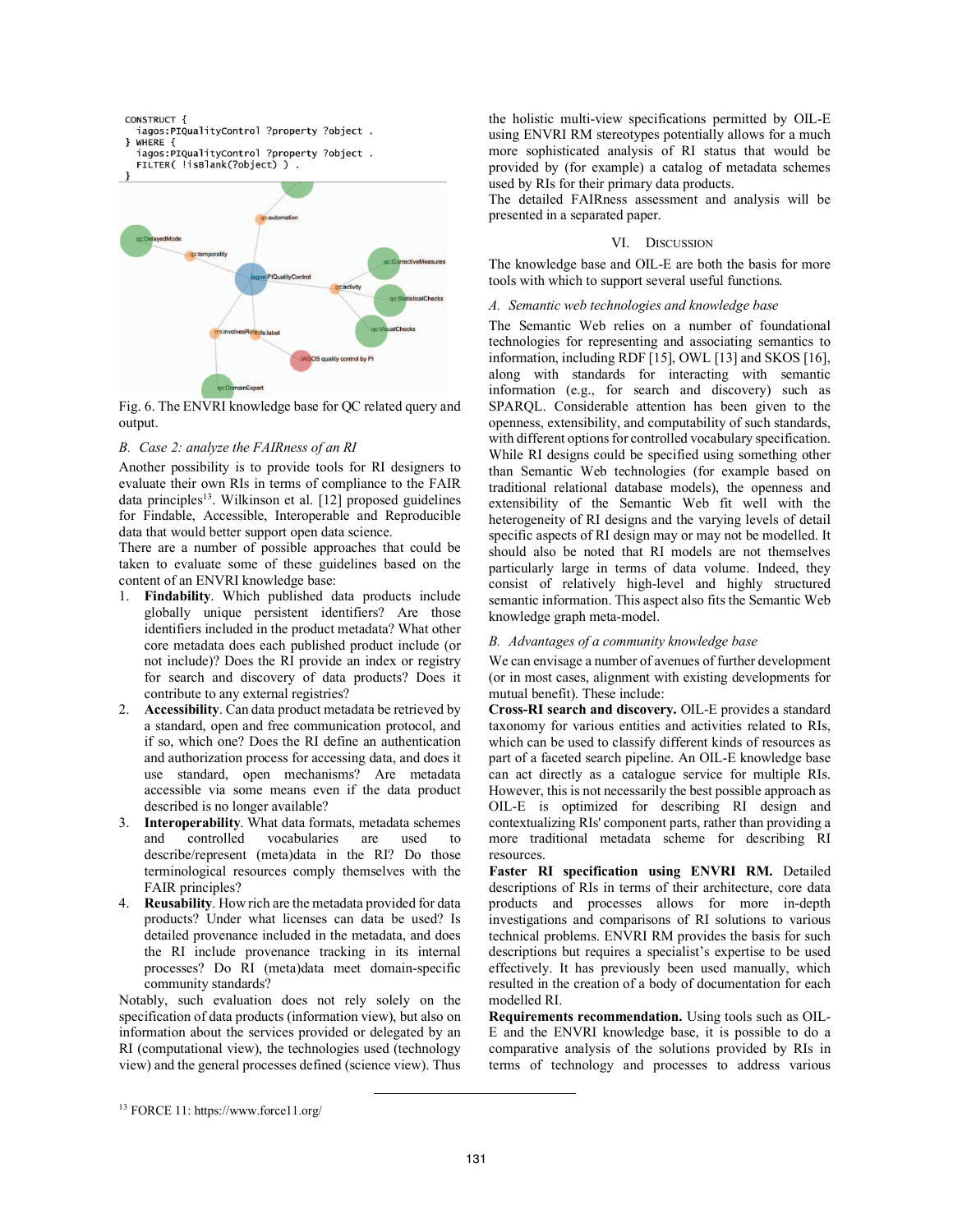```
CONSTRUCT {
  iagos:PIQualityControl ?property ?object .
} WHERE {
  iagos:PIQualityControl ?property ?object .
  FILTER( !isBlank(?object) ) .
}
```

Fig. 6. The ENVRI knowledge base for QC related query and output.

### B. Case 2: analyze the FAIRness of an RI

Another possibility is to provide tools for RI designers to evaluate their own RIs in terms of compliance to the FAIR data principles[13]. Wilkinson et al. [12] proposed guidelines for Findable, Accessible, Interoperable and Reproducible data that would better support open data science.

There are a number of possible approaches that could be taken to evaluate some of these guidelines based on the content of an ENVRI knowledge base:

1. **Findability**. Which published data products include globally unique persistent identifiers? Are those identifiers included in the product metadata? What other core metadata does each published product include (or not include)? Does the RI provide an index or registry for search and discovery of data products? Does it contribute to any external registries?
2. **Accessibility**. Can data product metadata be retrieved by a standard, open and free communication protocol, and if so, which one? Does the RI define an authentication and authorization process for accessing data, and does it use standard, open mechanisms? Are metadata accessible via some means even if the data product described is no longer available?
3. **Interoperability**. What data formats, metadata schemes and controlled vocabularies are used to describe/represent (meta)data in the RI? Do those terminological resources comply themselves with the FAIR principles?
4. **Reusability**. How rich are the metadata provided for data products? Under what licenses can data be used? Is detailed provenance included in the metadata, and does the RI include provenance tracking in its internal processes? Do RI (meta)data meet domain-specific community standards?

Notably, such evaluation does not rely solely on the specification of data products (information view), but also on information about the services provided or delegated by an RI (computational view), the technologies used (technology view) and the general processes defined (science view). Thus the holistic multi-view specifications permitted by OIL-E using ENVRI RM stereotypes potentially allows for a much more sophisticated analysis of RI status that would be provided by (for example) a catalog of metadata schemes used by RIs for their primary data products.

The detailed FAIRness assessment and analysis will be presented in a separated paper.

## VI. Discussion

The knowledge base and OIL-E are both the basis for more tools with which to support several useful functions.

### A. Semantic web technologies and knowledge base

The Semantic Web relies on a number of foundational technologies for representing and associating semantics to information, including RDF [15], OWL [13] and SKOS [16], along with standards for interacting with semantic information (e.g., for search and discovery) such as SPARQL. Considerable attention has been given to the openness, extensibility, and computability of such standards, with different options for controlled vocabulary specification. While RI designs could be specified using something other than Semantic Web technologies (for example based on traditional relational database models), the openness and extensibility of the Semantic Web fit well with the heterogeneity of RI designs and the varying levels of detail specific aspects of RI design may or may not be modelled. It should also be noted that RI models are not themselves particularly large in terms of data volume. Indeed, they consist of relatively high-level and highly structured semantic information. This aspect also fits the Semantic Web knowledge graph meta-model.

### B. Advantages of a community knowledge base

We can envisage a number of avenues of further development (or in most cases, alignment with existing developments for mutual benefit). These include:

**Cross-RI search and discovery.** OIL-E provides a standard taxonomy for various entities and activities related to RIs, which can be used to classify different kinds of resources as part of a faceted search pipeline. An OIL-E knowledge base can act directly as a catalogue service for multiple RIs. However, this is not necessarily the best possible approach as OIL-E is optimized for describing RI design and contextualizing RIs' component parts, rather than providing a more traditional metadata scheme for describing RI resources.

**Faster RI specification using ENVRI RM.** Detailed descriptions of RIs in terms of their architecture, core data products and processes allows for more in-depth investigations and comparisons of RI solutions to various technical problems. ENVRI RM provides the basis for such descriptions but requires a specialist's expertise to be used effectively. It has previously been used manually, which resulted in the creation of a body of documentation for each modelled RI.

**Requirements recommendation.** Using tools such as OIL-E and the ENVRI knowledge base, it is possible to do a comparative analysis of the solutions provided by RIs in terms of technology and processes to address various

[13] FORCE 11: https://www.force11.org/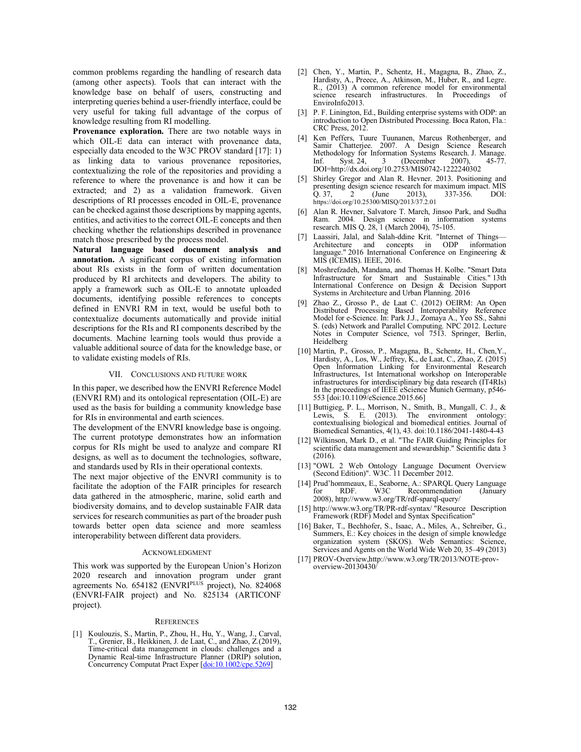common problems regarding the handling of research data (among other aspects). Tools that can interact with the knowledge base on behalf of users, constructing and interpreting queries behind a user-friendly interface, could be very useful for taking full advantage of the corpus of knowledge resulting from RI modelling.

**Provenance exploration.** There are two notable ways in which OIL-E data can interact with provenance data, especially data encoded to the W3C PROV standard [17]: 1) as linking data to various provenance repositories, contextualizing the role of the repositories and providing a reference to where the provenance is and how it can be extracted; and 2) as a validation framework. Given descriptions of RI processes encoded in OIL-E, provenance can be checked against those descriptions by mapping agents, entities, and activities to the correct OIL-E concepts and then checking whether the relationships described in provenance match those prescribed by the process model.

**Natural language based document analysis and annotation.** A significant corpus of existing information about RIs exists in the form of written documentation produced by RI architects and developers. The ability to apply a framework such as OIL-E to annotate uploaded documents, identifying possible references to concepts defined in ENVRI RM in text, would be useful both to contextualize documents automatically and provide initial descriptions for the RIs and RI components described by the documents. Machine learning tools would thus provide a valuable additional source of data for the knowledge base, or to validate existing models of RIs.

## VII. Conclusions and Future Work

In this paper, we described how the ENVRI Reference Model (ENVRI RM) and its ontological representation (OIL-E) are used as the basis for building a community knowledge base for RIs in environmental and earth sciences.

The development of the ENVRI knowledge base is ongoing. The current prototype demonstrates how an information corpus for RIs might be used to analyze and compare RI designs, as well as to document the technologies, software, and standards used by RIs in their operational contexts.

The next major objective of the ENVRI community is to facilitate the adoption of the FAIR principles for research data gathered in the atmospheric, marine, solid earth and biodiversity domains, and to develop sustainable FAIR data services for research communities as part of the broader push towards better open data science and more seamless interoperability between different data providers.

## Acknowledgment

This work was supported by the European Union's Horizon 2020 research and innovation program under grant agreements No. 654182 (ENVRI[PLUS] project), No. 824068 (ENVRI-FAIR project) and No. 825134 (ARTICONF project).

## References

[1] Koulouzis, S., Martin, P., Zhou, H., Hu, Y., Wang, J., Carval, T., Grenier, B., Heikkinen, J. de Laat, C., and Zhao, Z.(2019), Time-critical data management in clouds: challenges and a Dynamic Real-time Infrastructure Planner (DRIP) solution, Concurrency Computat Pract Exper [doi:10.1002/cpe.5269]

[2] Chen, Y., Martin, P., Schentz, H., Magagna, B., Zhao, Z., Hardisty, A., Preece, A., Atkinson, M., Huber, R., and Legre. R., (2013) A common reference model for environmental science research infrastructures. In Proceedings of EnviroInfo2013.

[3] P. F. Linington, Ed., Building enterprise systems with ODP: an introduction to Open Distributed Processing. Boca Raton, Fla.: CRC Press, 2012.

[4] Ken Peffers, Tuure Tuunanen, Marcus Rothenberger, and Samir Chatterjee. 2007. A Design Science Research Methodology for Information Systems Research. J. Manage. Inf. Syst. 24, 3 (December 2007), 45-77. DOI=http://dx.doi.org/10.2753/MIS0742-1222240302

[5] Shirley Gregor and Alan R. Hevner. 2013. Positioning and presenting design science research for maximum impact. MIS Q. 37, 2 (June 2013), 337-356. DOI: https://doi.org/10.25300/MISQ/2013/37.2.01

[6] Alan R. Hevner, Salvatore T. March, Jinsoo Park, and Sudha Ram. 2004. Design science in information systems research. MIS Q. 28, 1 (March 2004), 75-105.

[7] Laassiri, Jalal, and Salah-ddine Krit. "Internet of Things—Architecture and concepts in ODP information language." 2016 International Conference on Engineering & MIS (ICEMIS). IEEE, 2016.

[8] Moshrefzadeh, Mandana, and Thomas H. Kolbe. "Smart Data Infrastructure for Smart and Sustainable Cities." 13th International Conference on Design & Decision Support Systems in Architecture and Urban Planning. 2016

[9] Zhao Z., Grosso P., de Laat C. (2012) OEIRM: An Open Distributed Processing Based Interoperability Reference Model for e-Science. In: Park J.J., Zomaya A., Yeo SS., Sahni S. (eds) Network and Parallel Computing. NPC 2012. Lecture Notes in Computer Science, vol 7513. Springer, Berlin, Heidelberg

[10] Martin, P., Grosso, P., Magagna, B., Schentz, H., Chen,Y., Hardisty, A., Los, W., Jeffrey, K., de Laat, C., Zhao, Z. (2015) Open Information Linking for Environmental Research Infrastructures, 1st International workshop on Interoperable infrastructures for interdisciplinary big data research (IT4RIs) In the proceedings of IEEE eScience Munich Germany, p546-553 [doi:10.1109/eScience.2015.66]

[11] Buttigieg, P. L., Morrison, N., Smith, B., Mungall, C. J., & Lewis, S. E. (2013). The environment ontology: contextualising biological and biomedical entities. Journal of Biomedical Semantics, 4(1), 43. doi:10.1186/2041-1480-4-43

[12] Wilkinson, Mark D., et al. "The FAIR Guiding Principles for scientific data management and stewardship." Scientific data 3 (2016).

[13] "OWL 2 Web Ontology Language Document Overview (Second Edition)". W3C. 11 December 2012.

[14] Prud'hommeaux, E., Seaborne, A.: SPARQL Query Language for RDF. W3C Recommendation (January 2008), http://www.w3.org/TR/rdf-sparql-query/

[15] http://www.w3.org/TR/PR-rdf-syntax/ "Resource Description Framework (RDF) Model and Syntax Specification"

[16] Baker, T., Bechhofer, S., Isaac, A., Miles, A., Schreiber, G., Summers, E.: Key choices in the design of simple knowledge organization system (SKOS). Web Semantics: Science, Services and Agents on the World Wide Web 20, 35–49 (2013)

[17] PROV-Overview,http://www.w3.org/TR/2013/NOTE-prov-overview-20130430/